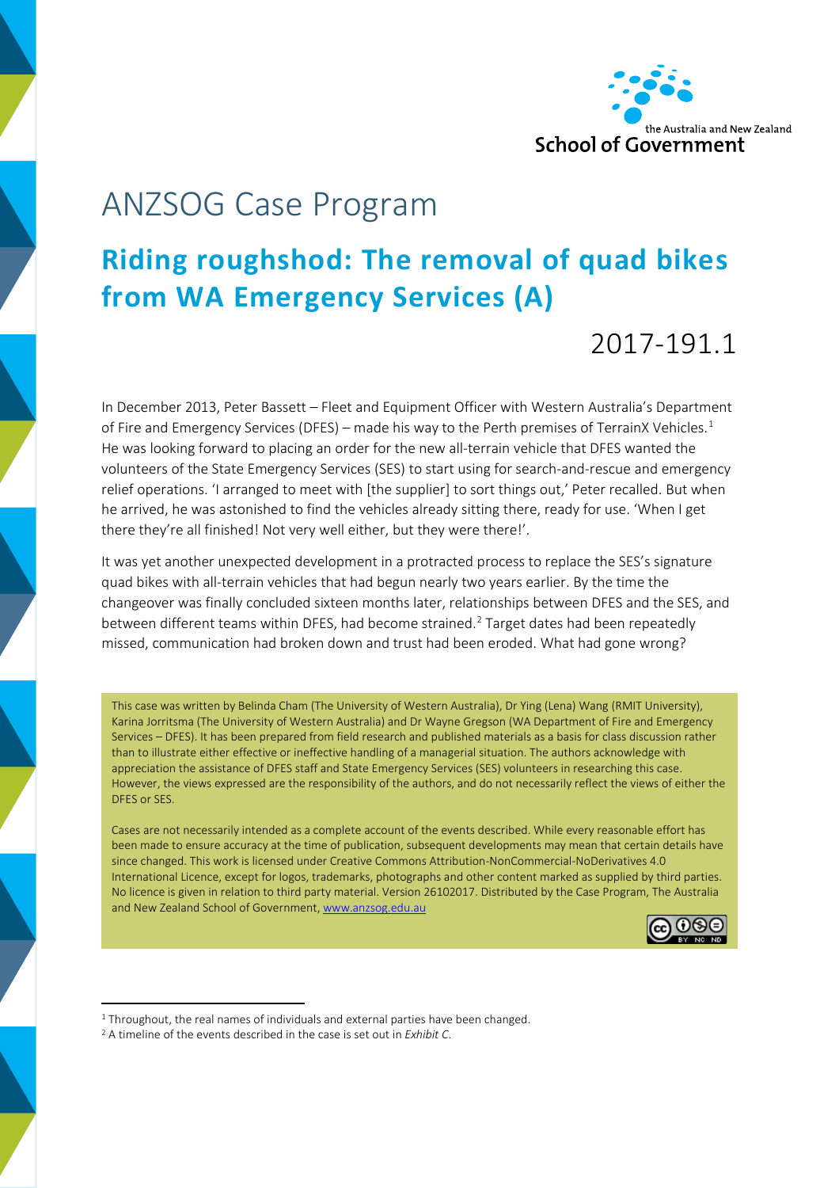the Australia and New Zealand
School of Government

# ANZSOG Case Program

## Riding roughshod: The removal of quad bikes from WA Emergency Services (A)

2017-191.1

In December 2013, Peter Bassett – Fleet and Equipment Officer with Western Australia's Department of Fire and Emergency Services (DFES) – made his way to the Perth premises of TerrainX Vehicles.[1] He was looking forward to placing an order for the new all-terrain vehicle that DFES wanted the volunteers of the State Emergency Services (SES) to start using for search-and-rescue and emergency relief operations. 'I arranged to meet with [the supplier] to sort things out,' Peter recalled. But when he arrived, he was astonished to find the vehicles already sitting there, ready for use. 'When I get there they're all finished! Not very well either, but they were there!'.

It was yet another unexpected development in a protracted process to replace the SES's signature quad bikes with all-terrain vehicles that had begun nearly two years earlier. By the time the changeover was finally concluded sixteen months later, relationships between DFES and the SES, and between different teams within DFES, had become strained.[2] Target dates had been repeatedly missed, communication had broken down and trust had been eroded. What had gone wrong?

This case was written by Belinda Cham (The University of Western Australia), Dr Ying (Lena) Wang (RMIT University), Karina Jorritsma (The University of Western Australia) and Dr Wayne Gregson (WA Department of Fire and Emergency Services). It has been prepared from field research and published materials as a basis for class discussion rather than to illustrate either effective or ineffective handling of a managerial situation. The authors acknowledge with appreciation the assistance of DFES staff and State Emergency Services (SES) volunteers in researching this case. However, the views expressed are the responsibility of the authors, and do not necessarily reflect the views of either the DFES or SES.

Cases are not necessarily intended as a complete account of the events described. While every reasonable effort has been made to ensure accuracy at the time of publication, subsequent developments may mean that certain details have since changed. This work is licensed under Creative Commons Attribution-NonCommercial-NoDerivatives 4.0 International Licence, except for logos, trademarks, photographs and other content marked as supplied by third parties. No licence is given in relation to third party material. Version 26102017. Distributed by the Case Program, The Australia and New Zealand School of Government, www.anzsog.edu.au

---

[1] Throughout, the real names of individuals and external parties have been changed.

[2] A timeline of the events described in the case is set out in *Exhibit C*.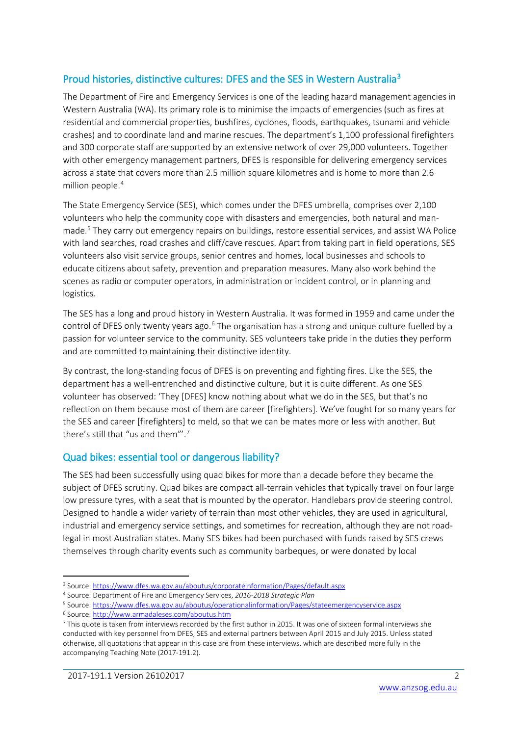## Proud histories, distinctive cultures: DFES and the SES in Western Australia[3]

The Department of Fire and Emergency Services is one of the leading hazard management agencies in Western Australia (WA). Its primary role is to minimise the impacts of emergencies (such as fires at residential and commercial properties, bushfires, cyclones, floods, earthquakes, tsunami and vehicle crashes) and to coordinate land and marine rescues. The department's 1,100 professional firefighters and 300 corporate staff are supported by an extensive network of over 29,000 volunteers. Together with other emergency management partners, DFES is responsible for delivering emergency services across a state that covers more than 2.5 million square kilometres and is home to more than 2.6 million people.[4]

The State Emergency Service (SES), which comes under the DFES umbrella, comprises over 2,100 volunteers who help the community cope with disasters and emergencies, both natural and man-made.[5] They carry out emergency repairs on buildings, restore essential services, and assist WA Police with land searches, road crashes and cliff/cave rescues. Apart from taking part in field operations, SES volunteers also visit service groups, senior centres and homes, local businesses and schools to educate citizens about safety, prevention and preparation measures. Many also work behind the scenes as radio or computer operators, in administration or incident control, or in planning and logistics.

The SES has a long and proud history in Western Australia. It was formed in 1959 and came under the control of DFES only twenty years ago.[6] The organisation has a strong and unique culture fuelled by a passion for volunteer service to the community. SES volunteers take pride in the duties they perform and are committed to maintaining their distinctive identity.

By contrast, the long-standing focus of DFES is on preventing and fighting fires. Like the SES, the department has a well-entrenched and distinctive culture, but it is quite different. As one SES volunteer has observed: 'They [DFES] know nothing about what we do in the SES, but that's no reflection on them because most of them are career [firefighters]. We've fought for so many years for the SES and career [firefighters] to meld, so that we can be mates more or less with another. But there's still that "us and them"'.[7]

## Quad bikes: essential tool or dangerous liability?

The SES had been successfully using quad bikes for more than a decade before they became the subject of DFES scrutiny. Quad bikes are compact all-terrain vehicles that typically travel on four large low pressure tyres, with a seat that is mounted by the operator. Handlebars provide steering control. Designed to handle a wider variety of terrain than most other vehicles, they are used in agricultural, industrial and emergency service settings, and sometimes for recreation, although they are not road-legal in most Australian states. Many SES bikes had been purchased with funds raised by SES crews themselves through charity events such as community barbeques, or were donated by local

---

[3] Source: https://www.dfes.wa.gov.au/aboutus/corporateinformation/Pages/default.aspx

[4] Source: Department of Fire and Emergency Services, *2016-2018 Strategic Plan*

[5] Source: https://www.dfes.wa.gov.au/aboutus/operationalinformation/Pages/stateemergencyservice.aspx

[6] Source: http://www.armadaleses.com/aboutus.htm

[7] This quote is taken from interviews recorded by the first author in 2015. It was one of sixteen formal interviews she conducted with key personnel from DFES, SES and external partners between April 2015 and July 2015. Unless stated otherwise, all quotations that appear in this case are from these interviews, which are described more fully in the accompanying Teaching Note (2017-191.2).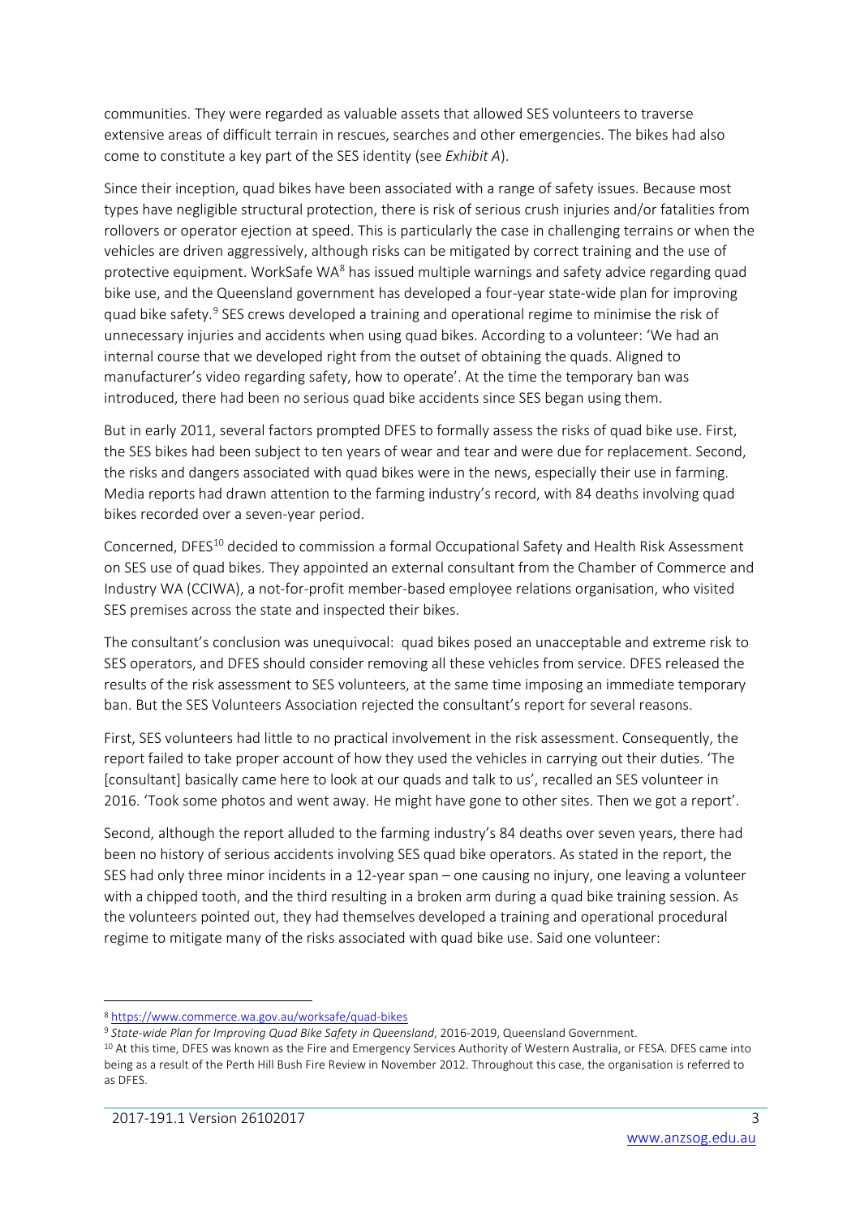communities. They were regarded as valuable assets that allowed SES volunteers to traverse extensive areas of difficult terrain in rescues, searches and other emergencies. The bikes had also come to constitute a key part of the SES identity (see *Exhibit A*).

Since their inception, quad bikes have been associated with a range of safety issues. Because most types have negligible structural protection, there is risk of serious crush injuries and/or fatalities from rollovers or operator ejection at speed. This is particularly the case in challenging terrains or when the vehicles are driven aggressively, although risks can be mitigated by correct training and the use of protective equipment. WorkSafe WA[8] has issued multiple warnings and safety advice regarding quad bike use, and the Queensland government has developed a four-year state-wide plan for improving quad bike safety.[9] SES crews developed a training and operational regime to minimise the risk of unnecessary injuries and accidents when using quad bikes. According to a volunteer: 'We had an internal course that we developed right from the outset of obtaining the quads. Aligned to manufacturer's video regarding safety, how to operate'. At the time the temporary ban was introduced, there had been no serious quad bike accidents since SES began using them.

But in early 2011, several factors prompted DFES to formally assess the risks of quad bike use. First, the SES bikes had been subject to ten years of wear and tear and were due for replacement. Second, the risks and dangers associated with quad bikes were in the news, especially their use in farming. Media reports had drawn attention to the farming industry's record, with 84 deaths involving quad bikes recorded over a seven-year period.

Concerned, DFES[10] decided to commission a formal Occupational Safety and Health Risk Assessment on SES use of quad bikes. They appointed an external consultant from the Chamber of Commerce and Industry WA (CCIWA), a not-for-profit member-based employee relations organisation, who visited SES premises across the state and inspected their bikes.

The consultant's conclusion was unequivocal: quad bikes posed an unacceptable and extreme risk to SES operators, and DFES should consider removing all these vehicles from service. DFES released the results of the risk assessment to SES volunteers, at the same time imposing an immediate temporary ban. But the SES Volunteers Association rejected the consultant's report for several reasons.

First, SES volunteers had little to no practical involvement in the risk assessment. Consequently, the report failed to take proper account of how they used the vehicles in carrying out their duties. 'The [consultant] basically came here to look at our quads and talk to us', recalled an SES volunteer in 2016. 'Took some photos and went away. He might have gone to other sites. Then we got a report'.

Second, although the report alluded to the farming industry's 84 deaths over seven years, there had been no history of serious accidents involving SES quad bike operators. As stated in the report, the SES had only three minor incidents in a 12-year span – one causing no injury, one leaving a volunteer with a chipped tooth, and the third resulting in a broken arm during a quad bike training session. As the volunteers pointed out, they had themselves developed a training and operational procedural regime to mitigate many of the risks associated with quad bike use. Said one volunteer:

---

[8] https://www.commerce.wa.gov.au/worksafe/quad-bikes

[9] *State-wide Plan for Improving Quad Bike Safety in Queensland*, 2016-2019, Queensland Government.

[10] At this time, DFES was known as the Fire and Emergency Services Authority of Western Australia, or FESA. DFES came into being as a result of the Perth Hill Bush Fire Review in November 2012. Throughout this case, the organisation is referred to as DFES.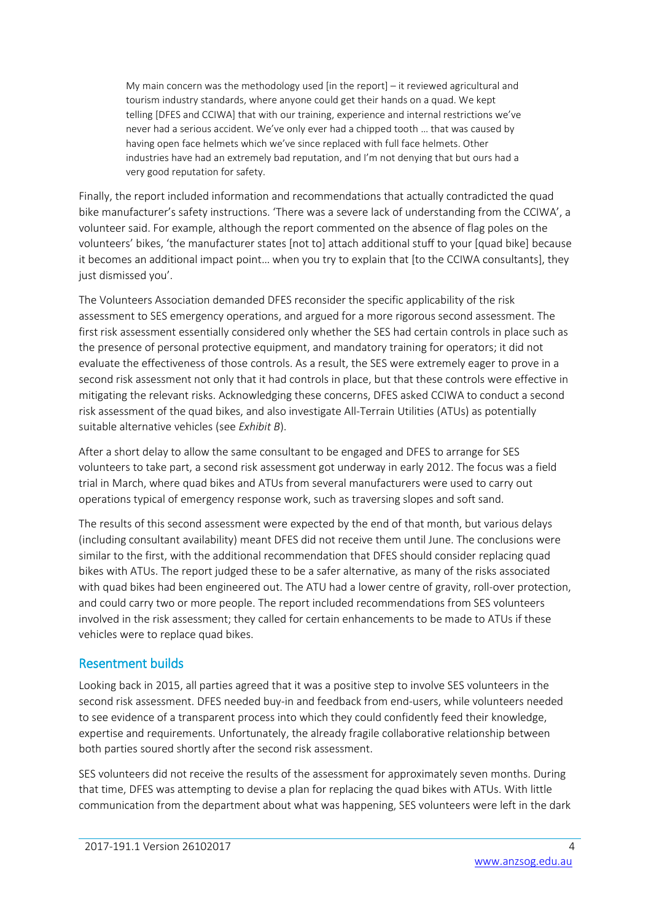> My main concern was the methodology used [in the report] – it reviewed agricultural and tourism industry standards, where anyone could get their hands on a quad. We kept telling [DFES and CCIWA] that with our training, experience and internal restrictions we've never had a serious accident. We've only ever had a chipped tooth … that was caused by having open face helmets which we've since replaced with full face helmets. Other industries have had an extremely bad reputation, and I'm not denying that but ours had a very good reputation for safety.

Finally, the report included information and recommendations that actually contradicted the quad bike manufacturer's safety instructions. 'There was a severe lack of understanding from the CCIWA', a volunteer said. For example, although the report commented on the absence of flag poles on the volunteers' bikes, 'the manufacturer states [not to] attach additional stuff to your [quad bike] because it becomes an additional impact point… when you try to explain that [to the CCIWA consultants], they just dismissed you'.

The Volunteers Association demanded DFES reconsider the specific applicability of the risk assessment to SES emergency operations, and argued for a more rigorous second assessment. The first risk assessment essentially considered only whether the SES had certain controls in place such as the presence of personal protective equipment, and mandatory training for operators; it did not evaluate the effectiveness of those controls. As a result, the SES were extremely eager to prove in a second risk assessment not only that it had controls in place, but that these controls were effective in mitigating the relevant risks. Acknowledging these concerns, DFES asked CCIWA to conduct a second risk assessment of the quad bikes, and also investigate All-Terrain Utilities (ATUs) as potentially suitable alternative vehicles (see *Exhibit B*).

After a short delay to allow the same consultant to be engaged and DFES to arrange for SES volunteers to take part, a second risk assessment got underway in early 2012. The focus was a field trial in March, where quad bikes and ATUs from several manufacturers were used to carry out operations typical of emergency response work, such as traversing slopes and soft sand.

The results of this second assessment were expected by the end of that month, but various delays (including consultant availability) meant DFES did not receive them until June. The conclusions were similar to the first, with the additional recommendation that DFES should consider replacing quad bikes with ATUs. The report judged these to be a safer alternative, as many of the risks associated with quad bikes had been engineered out. The ATU had a lower centre of gravity, roll-over protection, and could carry two or more people. The report included recommendations from SES volunteers involved in the risk assessment; they called for certain enhancements to be made to ATUs if these vehicles were to replace quad bikes.

## Resentment builds

Looking back in 2015, all parties agreed that it was a positive step to involve SES volunteers in the second risk assessment. DFES needed buy-in and feedback from end-users, while volunteers needed to see evidence of a transparent process into which they could confidently feed their knowledge, expertise and requirements. Unfortunately, the already fragile collaborative relationship between both parties soured shortly after the second risk assessment.

SES volunteers did not receive the results of the assessment for approximately seven months. During that time, DFES was attempting to devise a plan for replacing the quad bikes with ATUs. With little communication from the department about what was happening, SES volunteers were left in the dark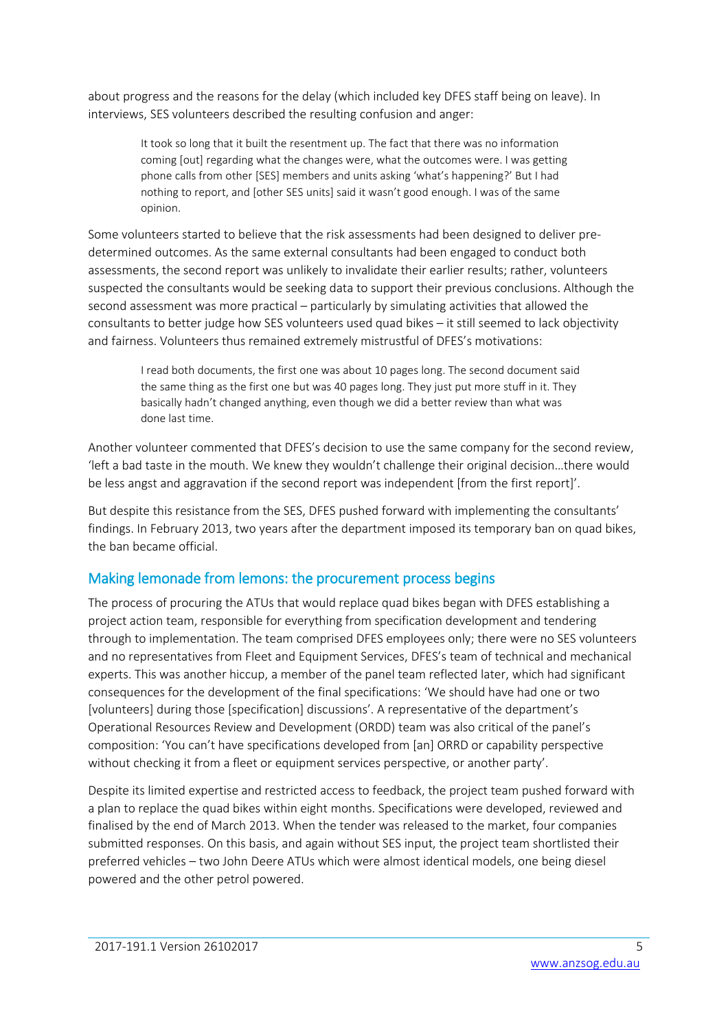about progress and the reasons for the delay (which included key DFES staff being on leave). In interviews, SES volunteers described the resulting confusion and anger:

> It took so long that it built the resentment up. The fact that there was no information coming [out] regarding what the changes were, what the outcomes were. I was getting phone calls from other [SES] members and units asking 'what's happening?' But I had nothing to report, and [other SES units] said it wasn't good enough. I was of the same opinion.

Some volunteers started to believe that the risk assessments had been designed to deliver pre-determined outcomes. As the same external consultants had been engaged to conduct both assessments, the second report was unlikely to invalidate their earlier results; rather, volunteers suspected the consultants would be seeking data to support their previous conclusions. Although the second assessment was more practical – particularly by simulating activities that allowed the consultants to better judge how SES volunteers used quad bikes – it still seemed to lack objectivity and fairness. Volunteers thus remained extremely mistrustful of DFES's motivations:

> I read both documents, the first one was about 10 pages long. The second document said the same thing as the first one but was 40 pages long. They just put more stuff in it. They basically hadn't changed anything, even though we did a better review than what was done last time.

Another volunteer commented that DFES's decision to use the same company for the second review, 'left a bad taste in the mouth. We knew they wouldn't challenge their original decision…there would be less angst and aggravation if the second report was independent [from the first report]'.

But despite this resistance from the SES, DFES pushed forward with implementing the consultants' findings. In February 2013, two years after the department imposed its temporary ban on quad bikes, the ban became official.

## Making lemonade from lemons: the procurement process begins

The process of procuring the ATUs that would replace quad bikes began with DFES establishing a project action team, responsible for everything from specification development and tendering through to implementation. The team comprised DFES employees only; there were no SES volunteers and no representatives from Fleet and Equipment Services, DFES's team of technical and mechanical experts. This was another hiccup, a member of the panel team reflected later, which had significant consequences for the development of the final specifications: 'We should have had one or two [volunteers] during those [specification] discussions'. A representative of the department's Operational Resources Review and Development (ORDD) team was also critical of the panel's composition: 'You can't have specifications developed from [an] ORRD or capability perspective without checking it from a fleet or equipment services perspective, or another party'.

Despite its limited expertise and restricted access to feedback, the project team pushed forward with a plan to replace the quad bikes within eight months. Specifications were developed, reviewed and finalised by the end of March 2013. When the tender was released to the market, four companies submitted responses. On this basis, and again without SES input, the project team shortlisted their preferred vehicles – two John Deere ATUs which were almost identical models, one being diesel powered and the other petrol powered.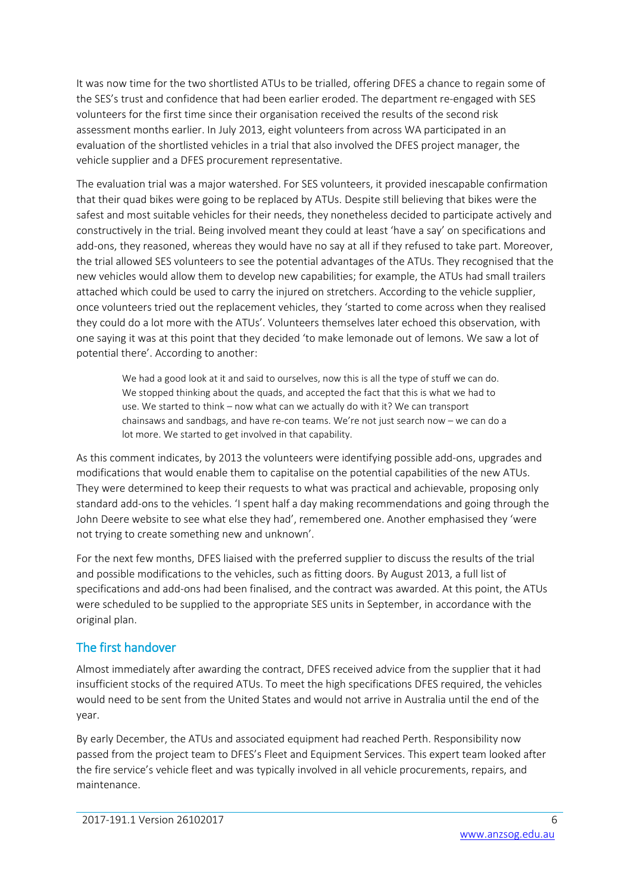It was now time for the two shortlisted ATUs to be trialled, offering DFES a chance to regain some of the SES's trust and confidence that had been earlier eroded. The department re-engaged with SES volunteers for the first time since their organisation received the results of the second risk assessment months earlier. In July 2013, eight volunteers from across WA participated in an evaluation of the shortlisted vehicles in a trial that also involved the DFES project manager, the vehicle supplier and a DFES procurement representative.

The evaluation trial was a major watershed. For SES volunteers, it provided inescapable confirmation that their quad bikes were going to be replaced by ATUs. Despite still believing that bikes were the safest and most suitable vehicles for their needs, they nonetheless decided to participate actively and constructively in the trial. Being involved meant they could at least 'have a say' on specifications and add-ons, they reasoned, whereas they would have no say at all if they refused to take part. Moreover, the trial allowed SES volunteers to see the potential advantages of the ATUs. They recognised that the new vehicles would allow them to develop new capabilities; for example, the ATUs had small trailers attached which could be used to carry the injured on stretchers. According to the vehicle supplier, once volunteers tried out the replacement vehicles, they 'started to come across when they realised they could do a lot more with the ATUs'. Volunteers themselves later echoed this observation, with one saying it was at this point that they decided 'to make lemonade out of lemons. We saw a lot of potential there'. According to another:

> We had a good look at it and said to ourselves, now this is all the type of stuff we can do. We stopped thinking about the quads, and accepted the fact that this is what we had to use. We started to think – now what can we actually do with it? We can transport chainsaws and sandbags, and have re-con teams. We're not just search now – we can do a lot more. We started to get involved in that capability.

As this comment indicates, by 2013 the volunteers were identifying possible add-ons, upgrades and modifications that would enable them to capitalise on the potential capabilities of the new ATUs. They were determined to keep their requests to what was practical and achievable, proposing only standard add-ons to the vehicles. 'I spent half a day making recommendations and going through the John Deere website to see what else they had', remembered one. Another emphasised they 'were not trying to create something new and unknown'.

For the next few months, DFES liaised with the preferred supplier to discuss the results of the trial and possible modifications to the vehicles, such as fitting doors. By August 2013, a full list of specifications and add-ons had been finalised, and the contract was awarded. At this point, the ATUs were scheduled to be supplied to the appropriate SES units in September, in accordance with the original plan.

## The first handover

Almost immediately after awarding the contract, DFES received advice from the supplier that it had insufficient stocks of the required ATUs. To meet the high specifications DFES required, the vehicles would need to be sent from the United States and would not arrive in Australia until the end of the year.

By early December, the ATUs and associated equipment had reached Perth. Responsibility now passed from the project team to DFES's Fleet and Equipment Services. This expert team looked after the fire service's vehicle fleet and was typically involved in all vehicle procurements, repairs, and maintenance.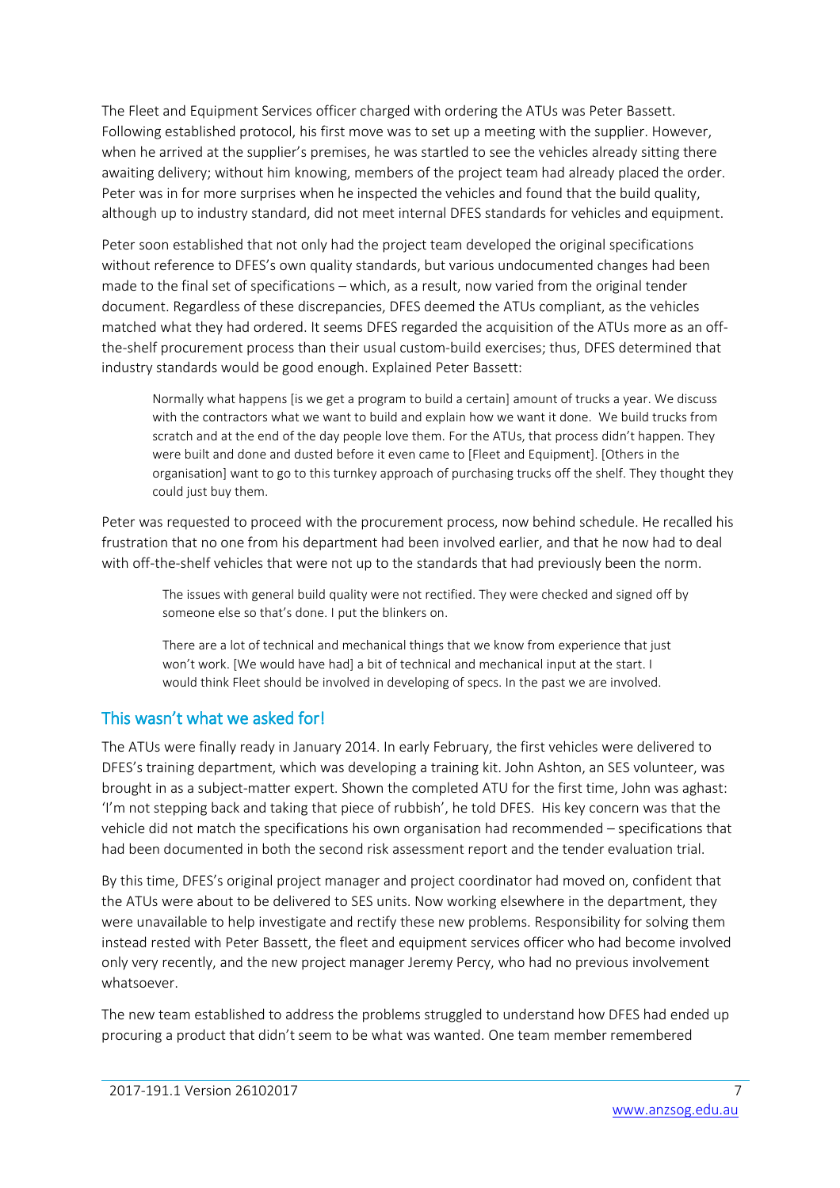The Fleet and Equipment Services officer charged with ordering the ATUs was Peter Bassett. Following established protocol, his first move was to set up a meeting with the supplier. However, when he arrived at the supplier's premises, he was startled to see the vehicles already sitting there awaiting delivery; without him knowing, members of the project team had already placed the order. Peter was in for more surprises when he inspected the vehicles and found that the build quality, although up to industry standard, did not meet internal DFES standards for vehicles and equipment.

Peter soon established that not only had the project team developed the original specifications without reference to DFES's own quality standards, but various undocumented changes had been made to the final set of specifications – which, as a result, now varied from the original tender document. Regardless of these discrepancies, DFES deemed the ATUs compliant, as the vehicles matched what they had ordered. It seems DFES regarded the acquisition of the ATUs more as an off-the-shelf procurement process than their usual custom-build exercises; thus, DFES determined that industry standards would be good enough. Explained Peter Bassett:

> Normally what happens [is we get a program to build a certain] amount of trucks a year. We discuss with the contractors what we want to build and explain how we want it done. We build trucks from scratch and at the end of the day people love them. For the ATUs, that process didn't happen. They were built and done and dusted before it even came to [Fleet and Equipment]. [Others in the organisation] want to go to this turnkey approach of purchasing trucks off the shelf. They thought they could just buy them.

Peter was requested to proceed with the procurement process, now behind schedule. He recalled his frustration that no one from his department had been involved earlier, and that he now had to deal with off-the-shelf vehicles that were not up to the standards that had previously been the norm.

> The issues with general build quality were not rectified. They were checked and signed off by someone else so that's done. I put the blinkers on.
>
> There are a lot of technical and mechanical things that we know from experience that just won't work. [We would have had] a bit of technical and mechanical input at the start. I would think Fleet should be involved in developing of specs. In the past we are involved.

## This wasn't what we asked for!

The ATUs were finally ready in January 2014. In early February, the first vehicles were delivered to DFES's training department, which was developing a training kit. John Ashton, an SES volunteer, was brought in as a subject-matter expert. Shown the completed ATU for the first time, John was aghast: 'I'm not stepping back and taking that piece of rubbish', he told DFES. His key concern was that the vehicle did not match the specifications his own organisation had recommended – specifications that had been documented in both the second risk assessment report and the tender evaluation trial.

By this time, DFES's original project manager and project coordinator had moved on, confident that the ATUs were about to be delivered to SES units. Now working elsewhere in the department, they were unavailable to help investigate and rectify these new problems. Responsibility for solving them instead rested with Peter Bassett, the fleet and equipment services officer who had become involved only very recently, and the new project manager Jeremy Percy, who had no previous involvement whatsoever.

The new team established to address the problems struggled to understand how DFES had ended up procuring a product that didn't seem to be what was wanted. One team member remembered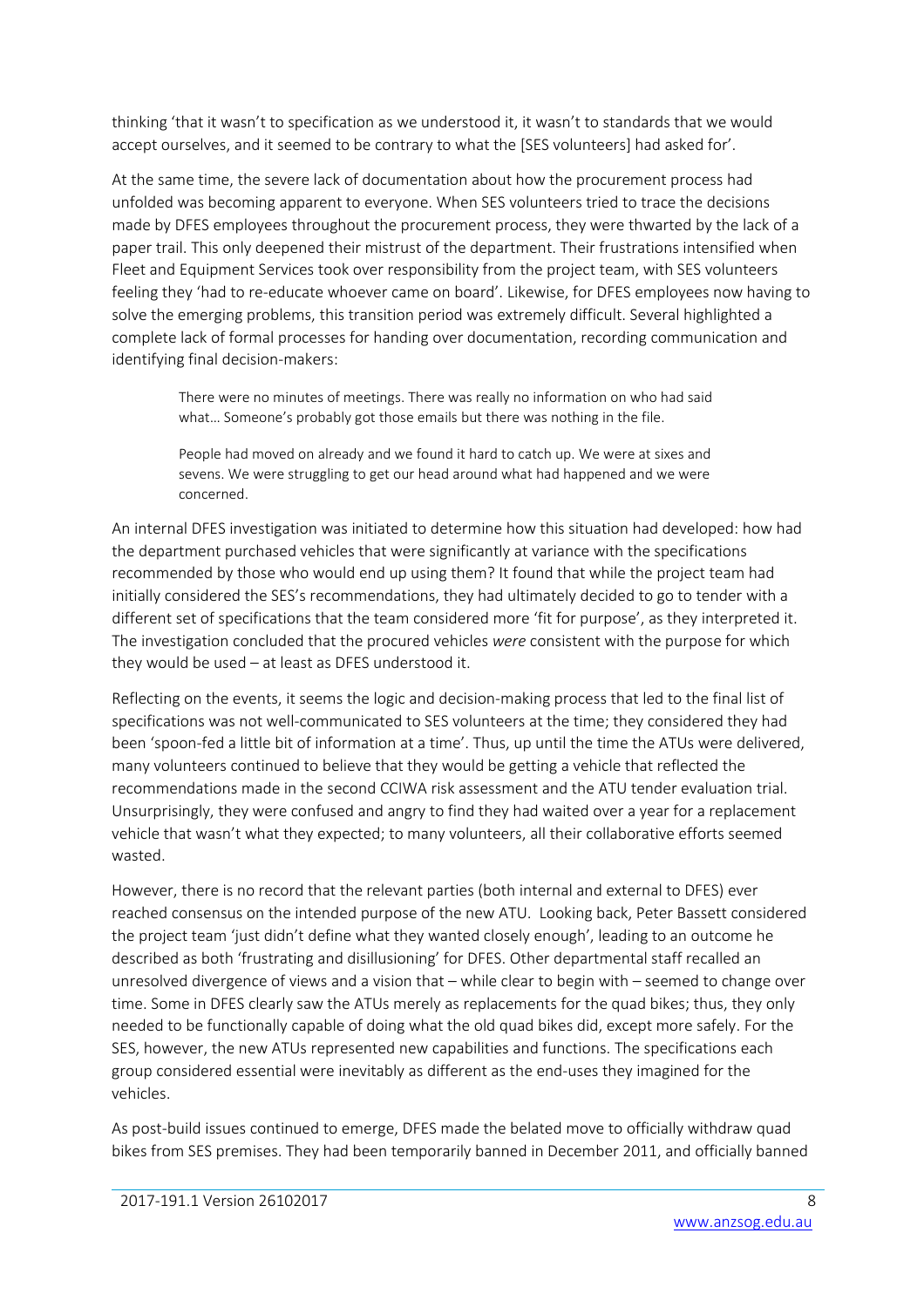thinking 'that it wasn't to specification as we understood it, it wasn't to standards that we would accept ourselves, and it seemed to be contrary to what the [SES volunteers] had asked for'.

At the same time, the severe lack of documentation about how the procurement process had unfolded was becoming apparent to everyone. When SES volunteers tried to trace the decisions made by DFES employees throughout the procurement process, they were thwarted by the lack of a paper trail. This only deepened their mistrust of the department. Their frustrations intensified when Fleet and Equipment Services took over responsibility from the project team, with SES volunteers feeling they 'had to re-educate whoever came on board'. Likewise, for DFES employees now having to solve the emerging problems, this transition period was extremely difficult. Several highlighted a complete lack of formal processes for handing over documentation, recording communication and identifying final decision-makers:

> There were no minutes of meetings. There was really no information on who had said what… Someone's probably got those emails but there was nothing in the file.
>
> People had moved on already and we found it hard to catch up. We were at sixes and sevens. We were struggling to get our head around what had happened and we were concerned.

An internal DFES investigation was initiated to determine how this situation had developed: how had the department purchased vehicles that were significantly at variance with the specifications recommended by those who would end up using them? It found that while the project team had initially considered the SES's recommendations, they had ultimately decided to go to tender with a different set of specifications that the team considered more 'fit for purpose', as they interpreted it. The investigation concluded that the procured vehicles *were* consistent with the purpose for which they would be used – at least as DFES understood it.

Reflecting on the events, it seems the logic and decision-making process that led to the final list of specifications was not well-communicated to SES volunteers at the time; they considered they had been 'spoon-fed a little bit of information at a time'. Thus, up until the time the ATUs were delivered, many volunteers continued to believe that they would be getting a vehicle that reflected the recommendations made in the second CCIWA risk assessment and the ATU tender evaluation trial. Unsurprisingly, they were confused and angry to find they had waited over a year for a replacement vehicle that wasn't what they expected; to many volunteers, all their collaborative efforts seemed wasted.

However, there is no record that the relevant parties (both internal and external to DFES) ever reached consensus on the intended purpose of the new ATU. Looking back, Peter Bassett considered the project team 'just didn't define what they wanted closely enough', leading to an outcome he described as both 'frustrating and disillusioning' for DFES. Other departmental staff recalled an unresolved divergence of views and a vision that – while clear to begin with – seemed to change over time. Some in DFES clearly saw the ATUs merely as replacements for the quad bikes; thus, they only needed to be functionally capable of doing what the old quad bikes did, except more safely. For the SES, however, the new ATUs represented new capabilities and functions. The specifications each group considered essential were inevitably as different as the end-uses they imagined for the vehicles.

As post-build issues continued to emerge, DFES made the belated move to officially withdraw quad bikes from SES premises. They had been temporarily banned in December 2011, and officially banned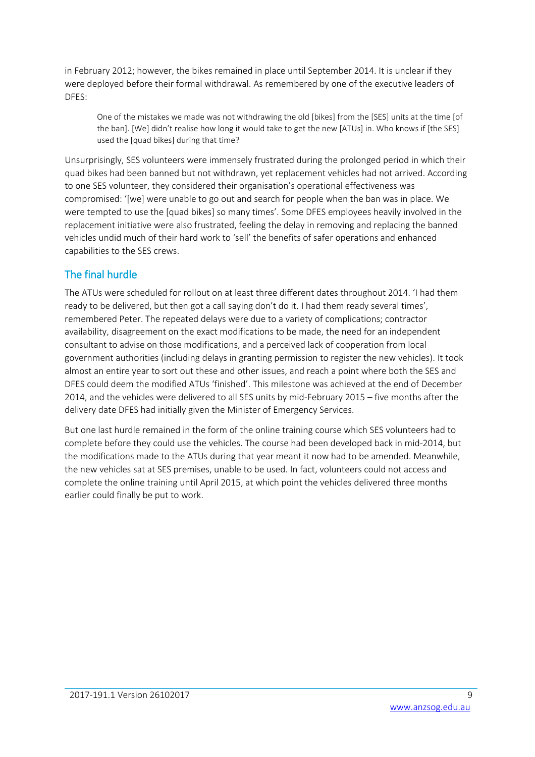in February 2012; however, the bikes remained in place until September 2014. It is unclear if they were deployed before their formal withdrawal. As remembered by one of the executive leaders of DFES:

> One of the mistakes we made was not withdrawing the old [bikes] from the [SES] units at the time [of the ban]. [We] didn't realise how long it would take to get the new [ATUs] in. Who knows if [the SES] used the [quad bikes] during that time?

Unsurprisingly, SES volunteers were immensely frustrated during the prolonged period in which their quad bikes had been banned but not withdrawn, yet replacement vehicles had not arrived. According to one SES volunteer, they considered their organisation's operational effectiveness was compromised: '[we] were unable to go out and search for people when the ban was in place. We were tempted to use the [quad bikes] so many times'. Some DFES employees heavily involved in the replacement initiative were also frustrated, feeling the delay in removing and replacing the banned vehicles undid much of their hard work to 'sell' the benefits of safer operations and enhanced capabilities to the SES crews.

## The final hurdle

The ATUs were scheduled for rollout on at least three different dates throughout 2014. 'I had them ready to be delivered, but then got a call saying don't do it. I had them ready several times', remembered Peter. The repeated delays were due to a variety of complications; contractor availability, disagreement on the exact modifications to be made, the need for an independent consultant to advise on those modifications, and a perceived lack of cooperation from local government authorities (including delays in granting permission to register the new vehicles). It took almost an entire year to sort out these and other issues, and reach a point where both the SES and DFES could deem the modified ATUs 'finished'. This milestone was achieved at the end of December 2014, and the vehicles were delivered to all SES units by mid-February 2015 – five months after the delivery date DFES had initially given the Minister of Emergency Services.

But one last hurdle remained in the form of the online training course which SES volunteers had to complete before they could use the vehicles. The course had been developed back in mid-2014, but the modifications made to the ATUs during that year meant it now had to be amended. Meanwhile, the new vehicles sat at SES premises, unable to be used. In fact, volunteers could not access and complete the online training until April 2015, at which point the vehicles delivered three months earlier could finally be put to work.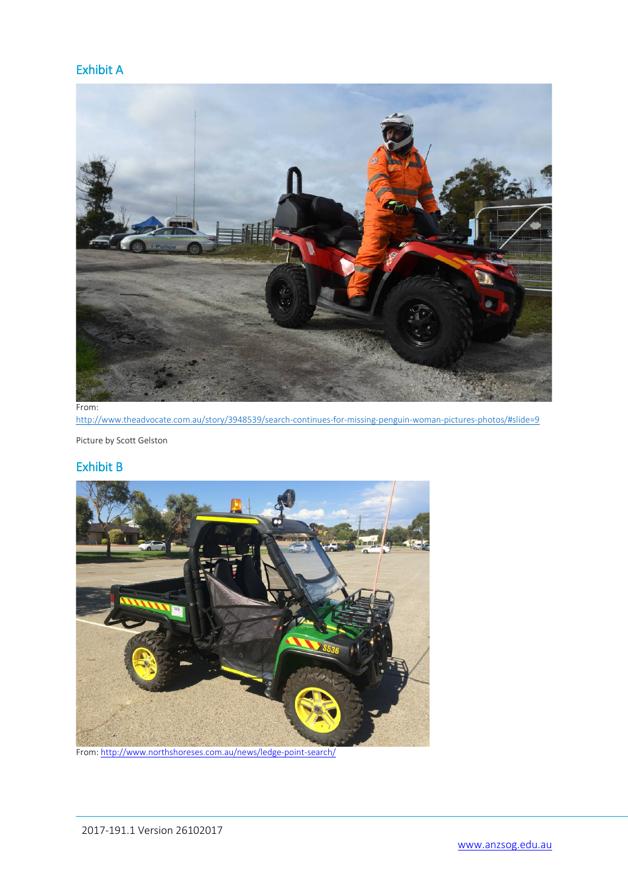## Exhibit A

From:
http://www.theadvocate.com.au/story/3948539/search-continues-for-missing-penguin-woman-pictures-photos/#slide=9

Picture by Scott Gelston

## Exhibit B

From: http://www.northshoreses.com.au/news/ledge-point-search/

2017-191.1 Version 26102017

www.anzsog.edu.au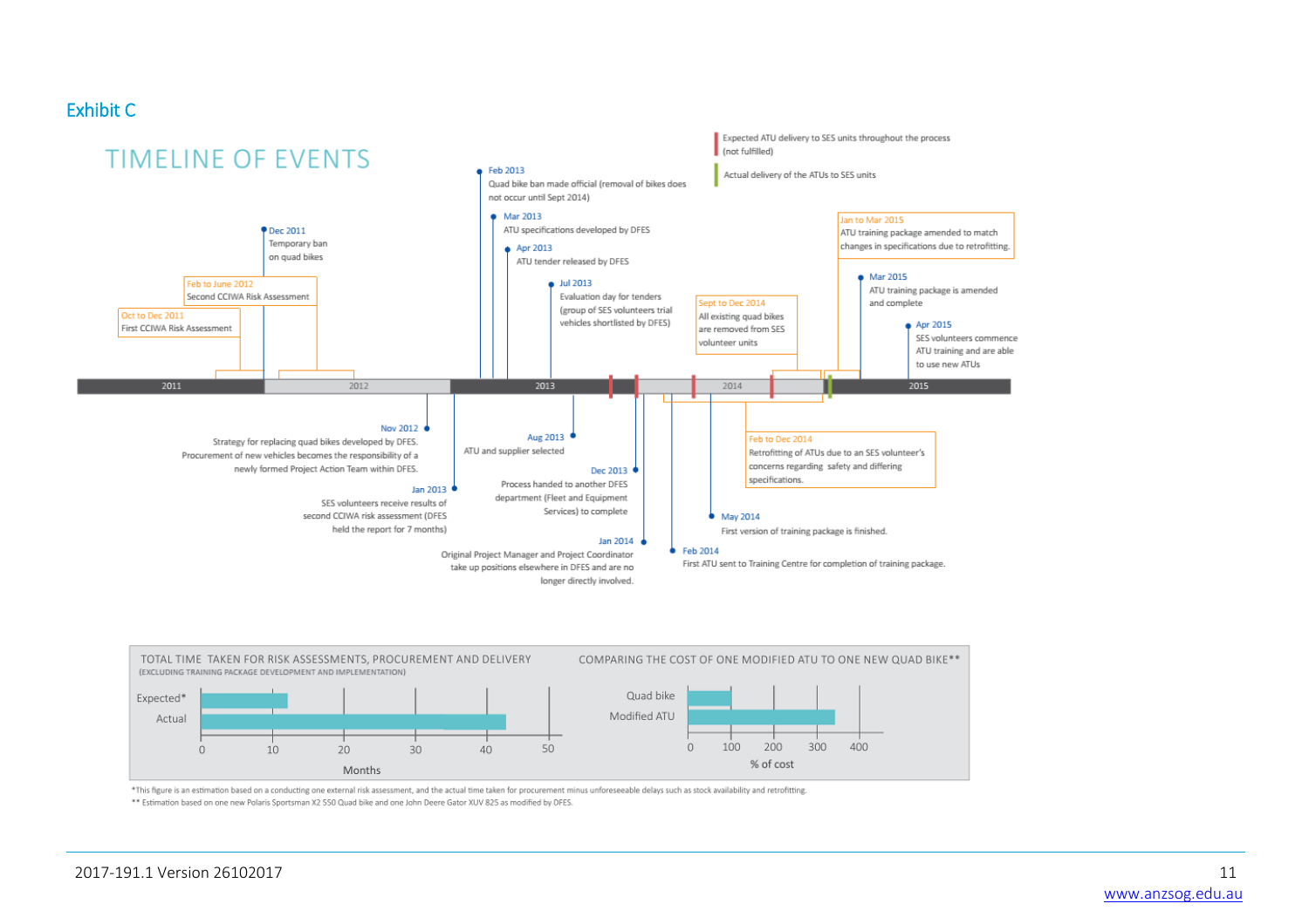## Exhibit C

# TIMELINE OF EVENTS

Expected ATU delivery to SES units throughout the process (not fulfilled)

Actual delivery of the ATUs to SES units

2011 2012 2013 2014 2015

Oct to Dec 2011
First CCIWA Risk Assessment

Dec 2011
Temporary ban on quad bikes

Feb to June 2012
Second CCIWA Risk Assessment

Nov 2012
Strategy for replacing quad bikes developed by DFES. Procurement of new vehicles becomes the responsibility of a newly formed Project Action Team within DFES.

Jan 2013
SES volunteers receive results of second CCIWA risk assessment (DFES held the report for 7 months)

Feb 2013
Quad bike ban made official (removal of bikes does not occur until Sept 2014)

Mar 2013
ATU specifications developed by DFES

Apr 2013
ATU tender released by DFES

Jul 2013
Evaluation day for tenders (group of SES volunteers trial vehicles shortlisted by DFES)

Aug 2013
ATU and supplier selected

Dec 2013
Process handed to another DFES department (Fleet and Equipment Services) to complete

Jan 2014
Original Project Manager and Project Coordinator take up positions elsewhere in DFES and are no longer directly involved.

Feb 2014
First ATU sent to Training Centre for completion of training package.

Feb to Dec 2014
Retrofitting of ATUs due to an SES volunteer's concerns regarding safety and differing specifications.

May 2014
First version of training package is finished.

Sept to Dec 2014
All existing quad bikes are removed from SES volunteer units

Jan to Mar 2015
ATU training package amended to match changes in specifications due to retrofitting.

Mar 2015
ATU training package is amended and complete

Apr 2015
SES volunteers commence ATU training and are able to use new ATUs

TOTAL TIME TAKEN FOR RISK ASSESSMENTS, PROCUREMENT AND DELIVERY
(EXCLUDING TRAINING PACKAGE DEVELOPMENT AND IMPLEMENTATION)

Expected*
Actual

0 10 20 30 40 50

Months

COMPARING THE COST OF ONE MODIFIED ATU TO ONE NEW QUAD BIKE**

Quad bike
Modified ATU

0 100 200 300 400

% of cost

*This figure is an estimation based on a conducting one external risk assessment, and the actual time taken for procurement minus unforeseeable delays such as stock availability and retrofitting.

** Estimation based on one new Polaris Sportsman X2 550 Quad bike and one John Deere Gator XUV 825 as modified by DFES.